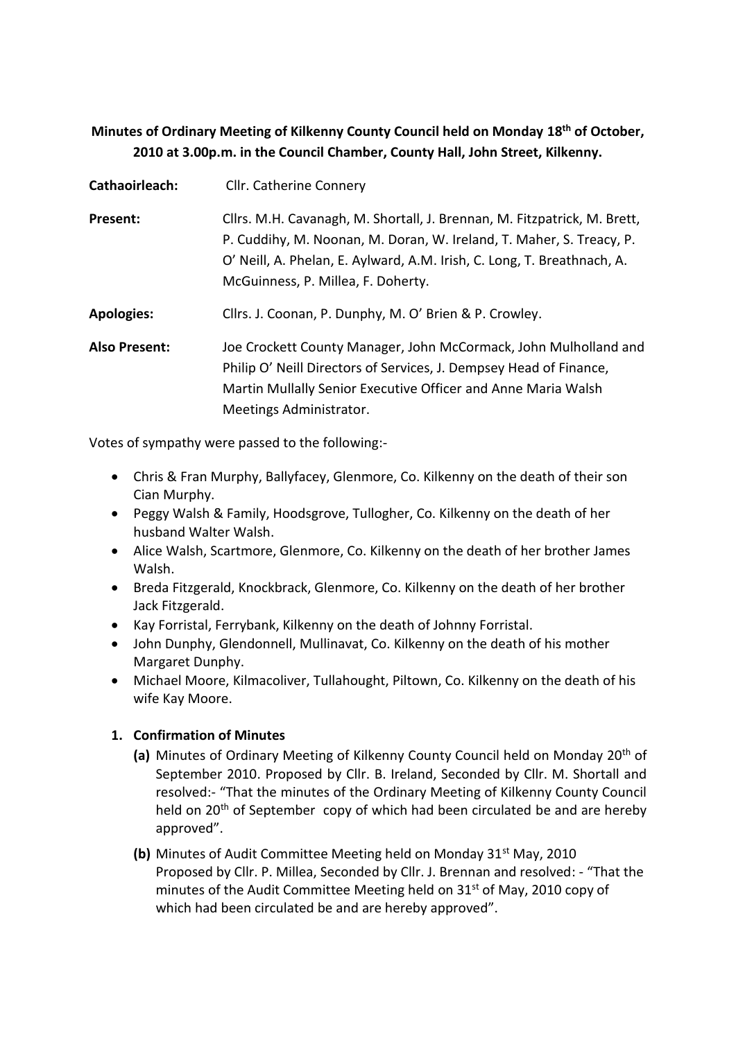**Minutes of Ordinary Meeting of Kilkenny County Council held on Monday 18th of October, 2010 at 3.00p.m. in the Council Chamber, County Hall, John Street, Kilkenny.**

**Cathaoirleach:** Cllr. Catherine Connery

**Present:** Cllrs. M.H. Cavanagh, M. Shortall, J. Brennan, M. Fitzpatrick, M. Brett, P. Cuddihy, M. Noonan, M. Doran, W. Ireland, T. Maher, S. Treacy, P. O' Neill, A. Phelan, E. Aylward, A.M. Irish, C. Long, T. Breathnach, A. McGuinness, P. Millea, F. Doherty.

**Apologies:** Cllrs. J. Coonan, P. Dunphy, M. O' Brien & P. Crowley.

**Also Present:** Joe Crockett County Manager, John McCormack, John Mulholland and Philip O' Neill Directors of Services, J. Dempsey Head of Finance, Martin Mullally Senior Executive Officer and Anne Maria Walsh Meetings Administrator.

Votes of sympathy were passed to the following:-

- Chris & Fran Murphy, Ballyfacey, Glenmore, Co. Kilkenny on the death of their son Cian Murphy.
- Peggy Walsh & Family, Hoodsgrove, Tullogher, Co. Kilkenny on the death of her husband Walter Walsh.
- Alice Walsh, Scartmore, Glenmore, Co. Kilkenny on the death of her brother James Walsh.
- Breda Fitzgerald, Knockbrack, Glenmore, Co. Kilkenny on the death of her brother Jack Fitzgerald.
- Kay Forristal, Ferrybank, Kilkenny on the death of Johnny Forristal.
- John Dunphy, Glendonnell, Mullinavat, Co. Kilkenny on the death of his mother Margaret Dunphy.
- Michael Moore, Kilmacoliver, Tullahought, Piltown, Co. Kilkenny on the death of his wife Kay Moore.

**1. Confirmation of Minutes**

**(a)** Minutes of Ordinary Meeting of Kilkenny County Council held on Monday 20th of September 2010. Proposed by Cllr. B. Ireland, Seconded by Cllr. M. Shortall and resolved:- "That the minutes of the Ordinary Meeting of Kilkenny County Council held on 20th of September copy of which had been circulated be and are hereby approved".

**(b)** Minutes of Audit Committee Meeting held on Monday 31st May, 2010 Proposed by Cllr. P. Millea, Seconded by Cllr. J. Brennan and resolved: - "That the minutes of the Audit Committee Meeting held on 31st of May, 2010 copy of which had been circulated be and are hereby approved".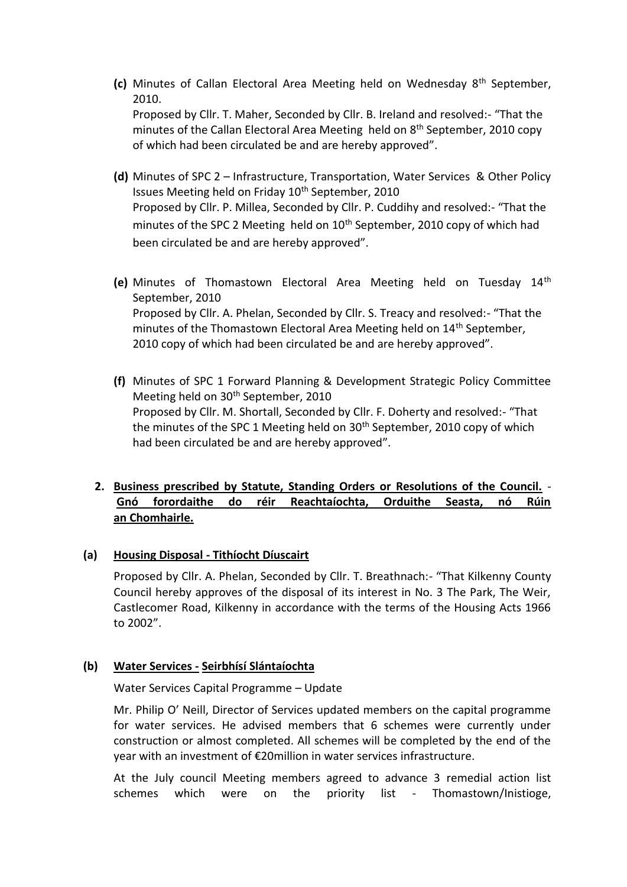**(c)** Minutes of Callan Electoral Area Meeting held on Wednesday 8th September, 2010.
Proposed by Cllr. T. Maher, Seconded by Cllr. B. Ireland and resolved:- "That the minutes of the Callan Electoral Area Meeting held on 8th September, 2010 copy of which had been circulated be and are hereby approved".

**(d)** Minutes of SPC 2 – Infrastructure, Transportation, Water Services & Other Policy Issues Meeting held on Friday 10th September, 2010
Proposed by Cllr. P. Millea, Seconded by Cllr. P. Cuddihy and resolved:- "That the minutes of the SPC 2 Meeting held on 10th September, 2010 copy of which had been circulated be and are hereby approved".

**(e)** Minutes of Thomastown Electoral Area Meeting held on Tuesday 14th September, 2010
Proposed by Cllr. A. Phelan, Seconded by Cllr. S. Treacy and resolved:- "That the minutes of the Thomastown Electoral Area Meeting held on 14th September, 2010 copy of which had been circulated be and are hereby approved".

**(f)** Minutes of SPC 1 Forward Planning & Development Strategic Policy Committee Meeting held on 30th September, 2010
Proposed by Cllr. M. Shortall, Seconded by Cllr. F. Doherty and resolved:- "That the minutes of the SPC 1 Meeting held on 30th September, 2010 copy of which had been circulated be and are hereby approved".

**2. Business prescribed by Statute, Standing Orders or Resolutions of the Council. - Gnó forordaithe do réir Reachtaíochta, Orduithe Seasta, nó Rúin an Chomhairle.**

**(a) Housing Disposal - Tithíocht Díuscairt**

Proposed by Cllr. A. Phelan, Seconded by Cllr. T. Breathnach:- "That Kilkenny County Council hereby approves of the disposal of its interest in No. 3 The Park, The Weir, Castlecomer Road, Kilkenny in accordance with the terms of the Housing Acts 1966 to 2002".

**(b) Water Services - Seirbhísí Slántaíochta**

Water Services Capital Programme – Update

Mr. Philip O' Neill, Director of Services updated members on the capital programme for water services. He advised members that 6 schemes were currently under construction or almost completed. All schemes will be completed by the end of the year with an investment of €20million in water services infrastructure.

At the July council Meeting members agreed to advance 3 remedial action list schemes which were on the priority list - Thomastown/Inistioge,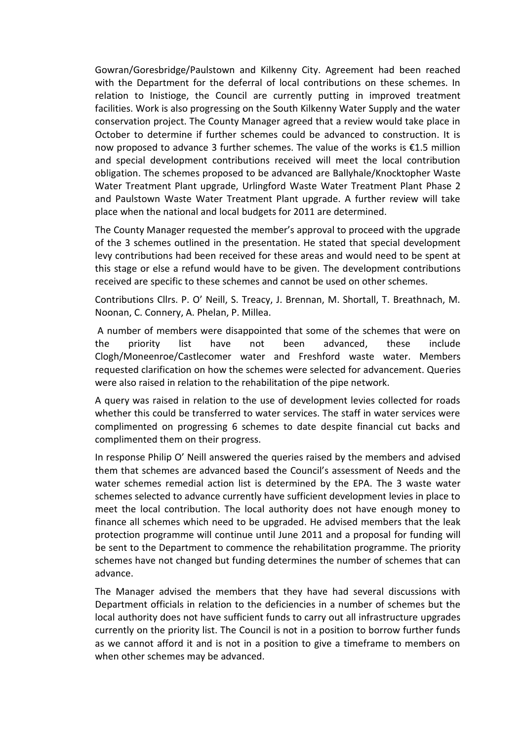Gowran/Goresbridge/Paulstown and Kilkenny City. Agreement had been reached with the Department for the deferral of local contributions on these schemes. In relation to Inistioge, the Council are currently putting in improved treatment facilities. Work is also progressing on the South Kilkenny Water Supply and the water conservation project. The County Manager agreed that a review would take place in October to determine if further schemes could be advanced to construction. It is now proposed to advance 3 further schemes. The value of the works is €1.5 million and special development contributions received will meet the local contribution obligation. The schemes proposed to be advanced are Ballyhale/Knocktopher Waste Water Treatment Plant upgrade, Urlingford Waste Water Treatment Plant Phase 2 and Paulstown Waste Water Treatment Plant upgrade. A further review will take place when the national and local budgets for 2011 are determined.

The County Manager requested the member's approval to proceed with the upgrade of the 3 schemes outlined in the presentation. He stated that special development levy contributions had been received for these areas and would need to be spent at this stage or else a refund would have to be given. The development contributions received are specific to these schemes and cannot be used on other schemes.

Contributions Cllrs. P. O' Neill, S. Treacy, J. Brennan, M. Shortall, T. Breathnach, M. Noonan, C. Connery, A. Phelan, P. Millea.

A number of members were disappointed that some of the schemes that were on the priority list have not been advanced, these include Clogh/Moneenroe/Castlecomer water and Freshford waste water. Members requested clarification on how the schemes were selected for advancement. Queries were also raised in relation to the rehabilitation of the pipe network.

A query was raised in relation to the use of development levies collected for roads whether this could be transferred to water services. The staff in water services were complimented on progressing 6 schemes to date despite financial cut backs and complimented them on their progress.

In response Philip O' Neill answered the queries raised by the members and advised them that schemes are advanced based the Council's assessment of Needs and the water schemes remedial action list is determined by the EPA. The 3 waste water schemes selected to advance currently have sufficient development levies in place to meet the local contribution. The local authority does not have enough money to finance all schemes which need to be upgraded. He advised members that the leak protection programme will continue until June 2011 and a proposal for funding will be sent to the Department to commence the rehabilitation programme. The priority schemes have not changed but funding determines the number of schemes that can advance.

The Manager advised the members that they have had several discussions with Department officials in relation to the deficiencies in a number of schemes but the local authority does not have sufficient funds to carry out all infrastructure upgrades currently on the priority list. The Council is not in a position to borrow further funds as we cannot afford it and is not in a position to give a timeframe to members on when other schemes may be advanced.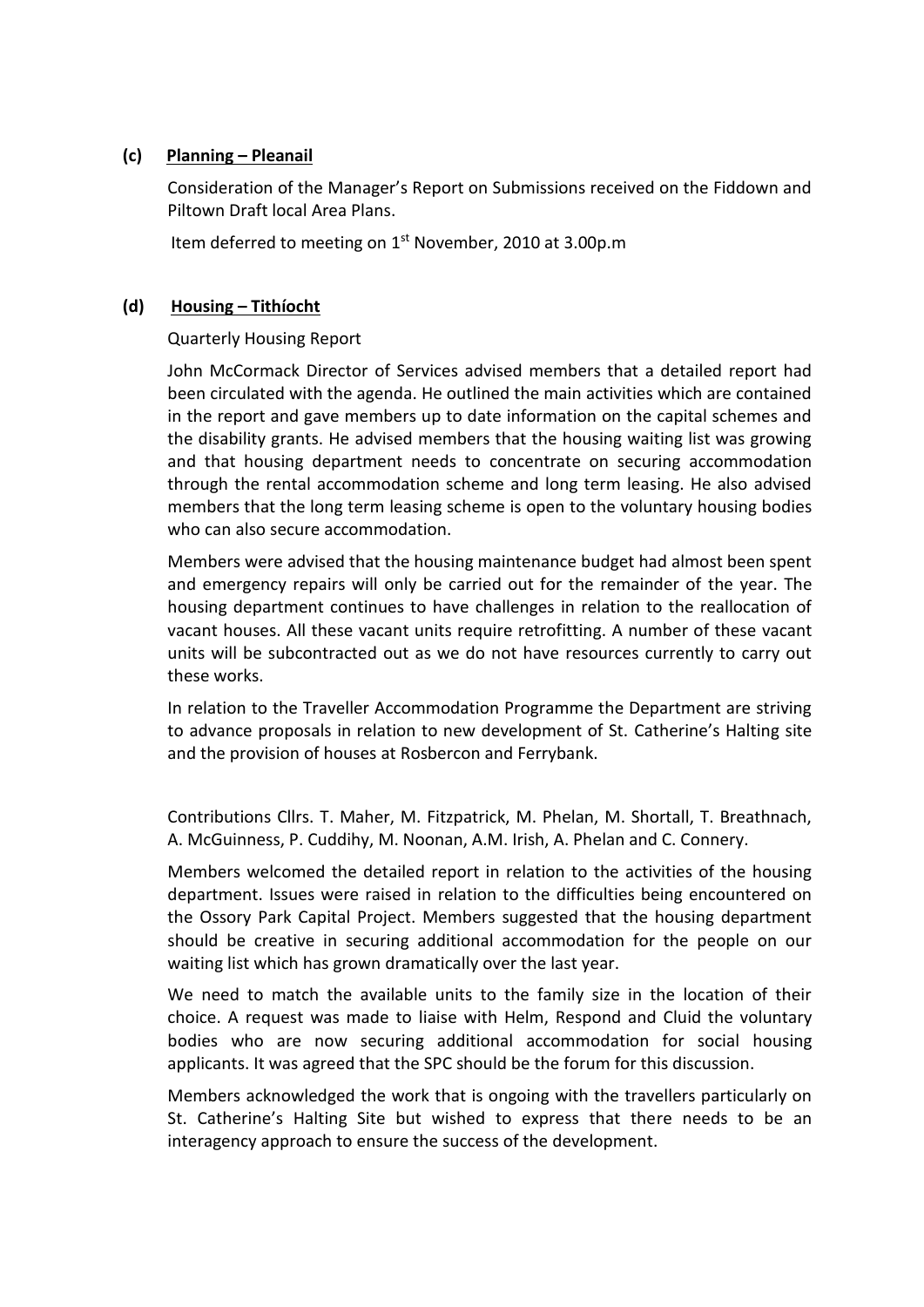**(c) Planning – Pleanail**

Consideration of the Manager's Report on Submissions received on the Fiddown and Piltown Draft local Area Plans.

Item deferred to meeting on 1st November, 2010 at 3.00p.m

**(d) Housing – Tithíocht**

Quarterly Housing Report

John McCormack Director of Services advised members that a detailed report had been circulated with the agenda. He outlined the main activities which are contained in the report and gave members up to date information on the capital schemes and the disability grants. He advised members that the housing waiting list was growing and that housing department needs to concentrate on securing accommodation through the rental accommodation scheme and long term leasing. He also advised members that the long term leasing scheme is open to the voluntary housing bodies who can also secure accommodation.

Members were advised that the housing maintenance budget had almost been spent and emergency repairs will only be carried out for the remainder of the year. The housing department continues to have challenges in relation to the reallocation of vacant houses. All these vacant units require retrofitting. A number of these vacant units will be subcontracted out as we do not have resources currently to carry out these works.

In relation to the Traveller Accommodation Programme the Department are striving to advance proposals in relation to new development of St. Catherine's Halting site and the provision of houses at Rosbercon and Ferrybank.

Contributions Cllrs. T. Maher, M. Fitzpatrick, M. Phelan, M. Shortall, T. Breathnach, A. McGuinness, P. Cuddihy, M. Noonan, A.M. Irish, A. Phelan and C. Connery.

Members welcomed the detailed report in relation to the activities of the housing department. Issues were raised in relation to the difficulties being encountered on the Ossory Park Capital Project. Members suggested that the housing department should be creative in securing additional accommodation for the people on our waiting list which has grown dramatically over the last year.

We need to match the available units to the family size in the location of their choice. A request was made to liaise with Helm, Respond and Cluid the voluntary bodies who are now securing additional accommodation for social housing applicants. It was agreed that the SPC should be the forum for this discussion.

Members acknowledged the work that is ongoing with the travellers particularly on St. Catherine's Halting Site but wished to express that there needs to be an interagency approach to ensure the success of the development.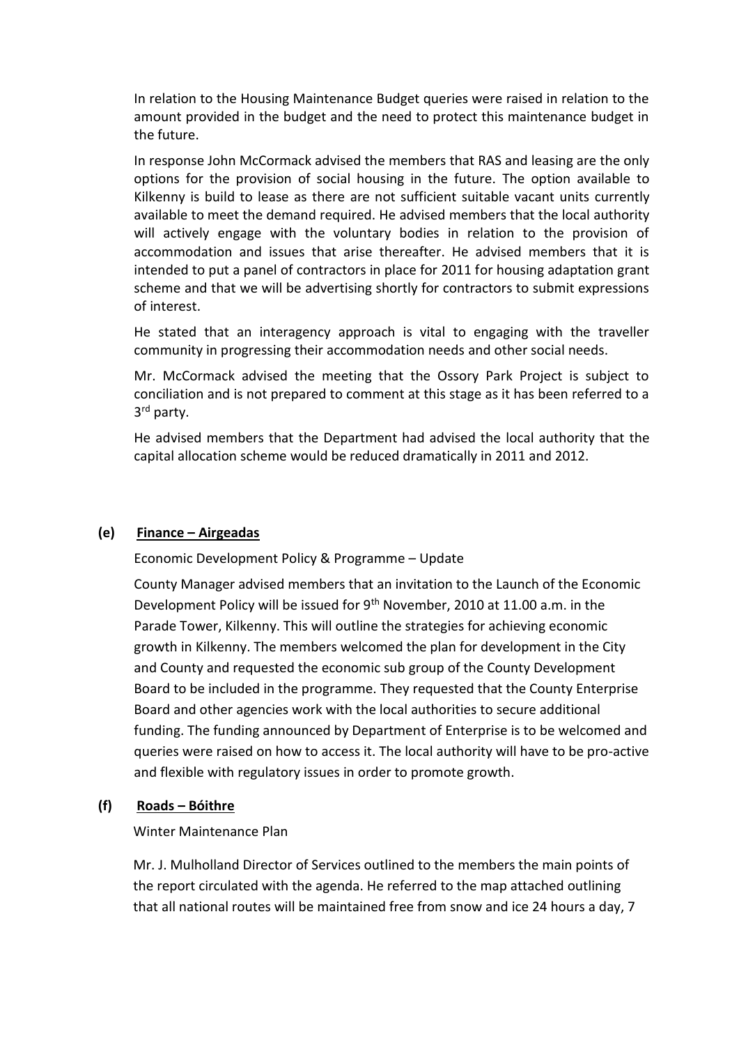In relation to the Housing Maintenance Budget queries were raised in relation to the amount provided in the budget and the need to protect this maintenance budget in the future.

In response John McCormack advised the members that RAS and leasing are the only options for the provision of social housing in the future. The option available to Kilkenny is build to lease as there are not sufficient suitable vacant units currently available to meet the demand required. He advised members that the local authority will actively engage with the voluntary bodies in relation to the provision of accommodation and issues that arise thereafter. He advised members that it is intended to put a panel of contractors in place for 2011 for housing adaptation grant scheme and that we will be advertising shortly for contractors to submit expressions of interest.

He stated that an interagency approach is vital to engaging with the traveller community in progressing their accommodation needs and other social needs.

Mr. McCormack advised the meeting that the Ossory Park Project is subject to conciliation and is not prepared to comment at this stage as it has been referred to a 3rd party.

He advised members that the Department had advised the local authority that the capital allocation scheme would be reduced dramatically in 2011 and 2012.

**(e) Finance – Airgeadas**

Economic Development Policy & Programme – Update

County Manager advised members that an invitation to the Launch of the Economic Development Policy will be issued for 9th November, 2010 at 11.00 a.m. in the Parade Tower, Kilkenny. This will outline the strategies for achieving economic growth in Kilkenny. The members welcomed the plan for development in the City and County and requested the economic sub group of the County Development Board to be included in the programme. They requested that the County Enterprise Board and other agencies work with the local authorities to secure additional funding. The funding announced by Department of Enterprise is to be welcomed and queries were raised on how to access it. The local authority will have to be pro-active and flexible with regulatory issues in order to promote growth.

**(f) Roads – Bóithre**

Winter Maintenance Plan

Mr. J. Mulholland Director of Services outlined to the members the main points of the report circulated with the agenda. He referred to the map attached outlining that all national routes will be maintained free from snow and ice 24 hours a day, 7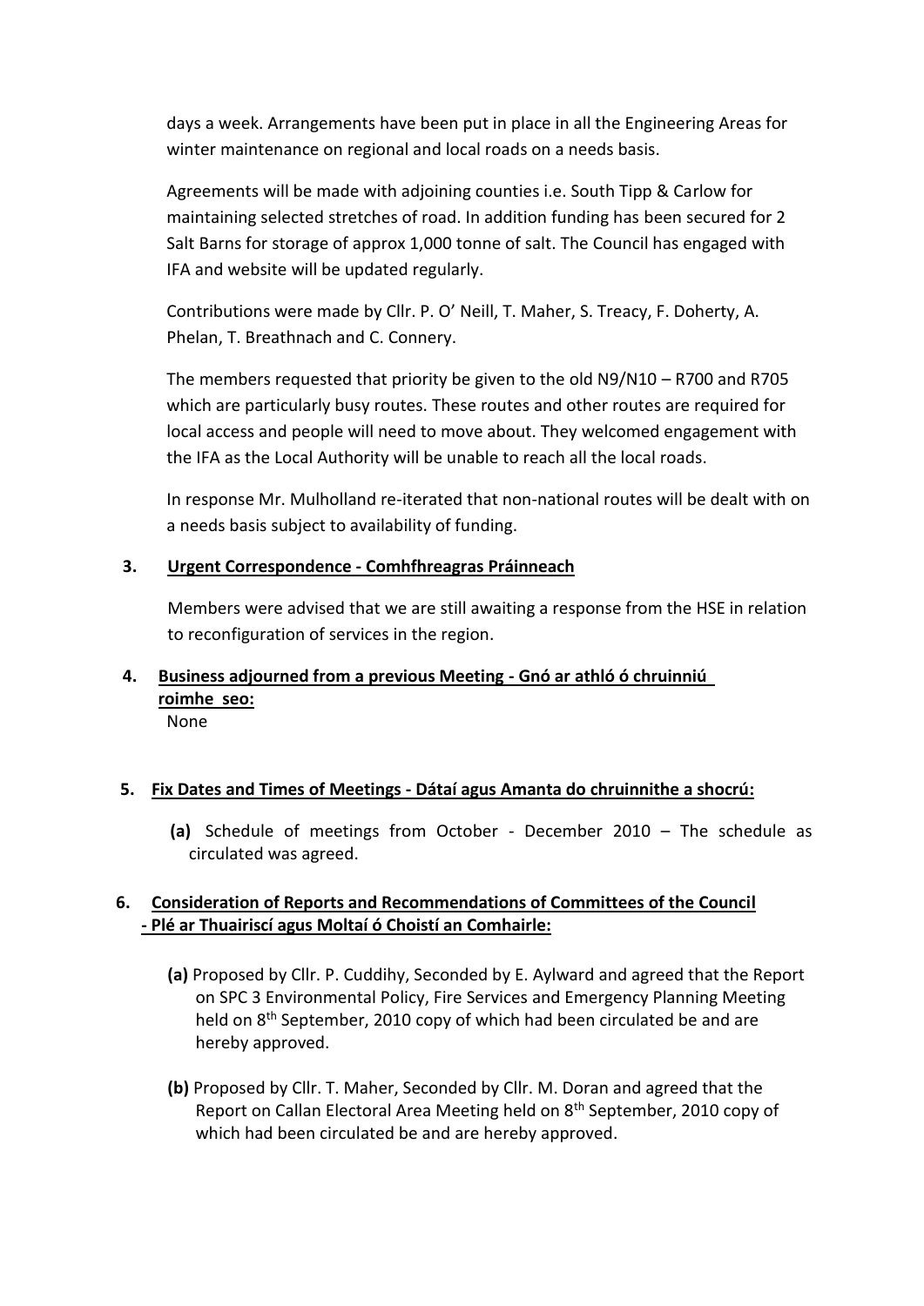days a week. Arrangements have been put in place in all the Engineering Areas for winter maintenance on regional and local roads on a needs basis.

Agreements will be made with adjoining counties i.e. South Tipp & Carlow for maintaining selected stretches of road. In addition funding has been secured for 2 Salt Barns for storage of approx 1,000 tonne of salt. The Council has engaged with IFA and website will be updated regularly.

Contributions were made by Cllr. P. O' Neill, T. Maher, S. Treacy, F. Doherty, A. Phelan, T. Breathnach and C. Connery.

The members requested that priority be given to the old N9/N10 – R700 and R705 which are particularly busy routes. These routes and other routes are required for local access and people will need to move about. They welcomed engagement with the IFA as the Local Authority will be unable to reach all the local roads.

In response Mr. Mulholland re-iterated that non-national routes will be dealt with on a needs basis subject to availability of funding.

**3. Urgent Correspondence - Comhfhreagras Práinneach**

Members were advised that we are still awaiting a response from the HSE in relation to reconfiguration of services in the region.

**4. Business adjourned from a previous Meeting - Gnó ar athló ó chruinniú roimhe seo:**

None

**5. Fix Dates and Times of Meetings - Dátaí agus Amanta do chruinnithe a shocrú:**

**(a)** Schedule of meetings from October - December 2010 – The schedule as circulated was agreed.

**6. Consideration of Reports and Recommendations of Committees of the Council - Plé ar Thuairiscí agus Moltaí ó Choistí an Comhairle:**

**(a)** Proposed by Cllr. P. Cuddihy, Seconded by E. Aylward and agreed that the Report on SPC 3 Environmental Policy, Fire Services and Emergency Planning Meeting held on 8th September, 2010 copy of which had been circulated be and are hereby approved.

**(b)** Proposed by Cllr. T. Maher, Seconded by Cllr. M. Doran and agreed that the Report on Callan Electoral Area Meeting held on 8th September, 2010 copy of which had been circulated be and are hereby approved.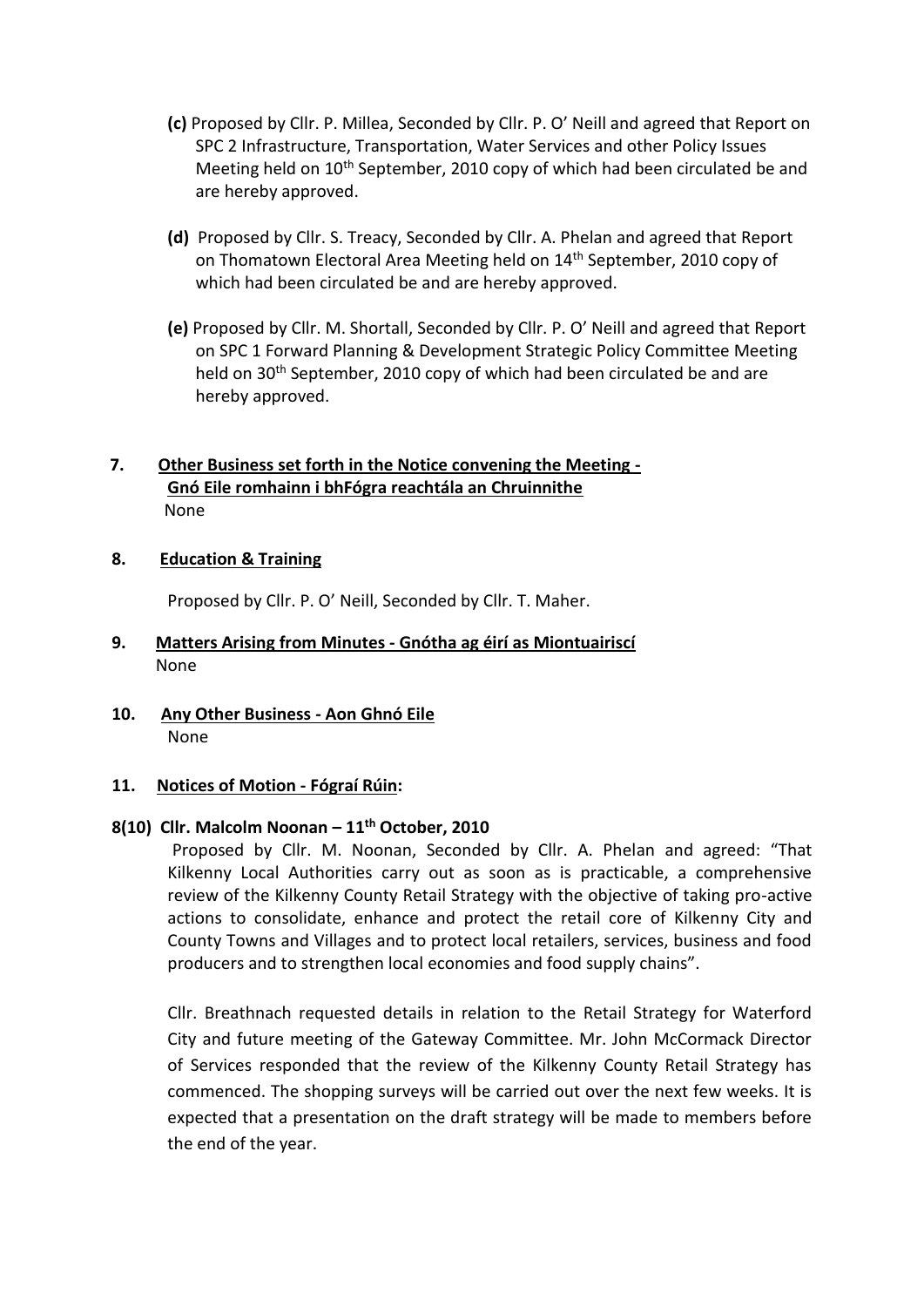**(c)** Proposed by Cllr. P. Millea, Seconded by Cllr. P. O' Neill and agreed that Report on SPC 2 Infrastructure, Transportation, Water Services and other Policy Issues Meeting held on 10th September, 2010 copy of which had been circulated be and are hereby approved.

**(d)** Proposed by Cllr. S. Treacy, Seconded by Cllr. A. Phelan and agreed that Report on Thomatown Electoral Area Meeting held on 14th September, 2010 copy of which had been circulated be and are hereby approved.

**(e)** Proposed by Cllr. M. Shortall, Seconded by Cllr. P. O' Neill and agreed that Report on SPC 1 Forward Planning & Development Strategic Policy Committee Meeting held on 30th September, 2010 copy of which had been circulated be and are hereby approved.

**7. Other Business set forth in the Notice convening the Meeting - Gnó Eile romhainn i bhFógra reachtála an Chruinnithe**

None

**8. Education & Training**

Proposed by Cllr. P. O' Neill, Seconded by Cllr. T. Maher.

**9. Matters Arising from Minutes - Gnótha ag éirí as Miontuairiscí**

None

**10. Any Other Business - Aon Ghnó Eile**

None

**11. Notices of Motion - Fógraí Rúin:**

**8(10) Cllr. Malcolm Noonan – 11th October, 2010**

Proposed by Cllr. M. Noonan, Seconded by Cllr. A. Phelan and agreed: "That Kilkenny Local Authorities carry out as soon as is practicable, a comprehensive review of the Kilkenny County Retail Strategy with the objective of taking pro-active actions to consolidate, enhance and protect the retail core of Kilkenny City and County Towns and Villages and to protect local retailers, services, business and food producers and to strengthen local economies and food supply chains".

Cllr. Breathnach requested details in relation to the Retail Strategy for Waterford City and future meeting of the Gateway Committee. Mr. John McCormack Director of Services responded that the review of the Kilkenny County Retail Strategy has commenced. The shopping surveys will be carried out over the next few weeks. It is expected that a presentation on the draft strategy will be made to members before the end of the year.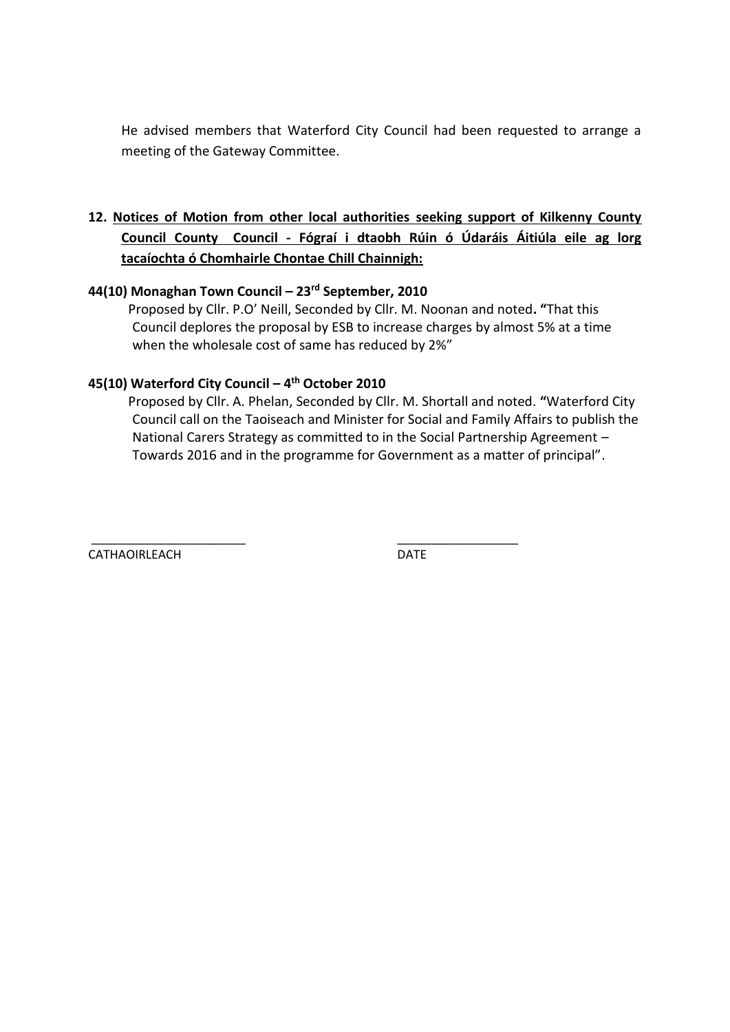He advised members that Waterford City Council had been requested to arrange a meeting of the Gateway Committee.

**12. Notices of Motion from other local authorities seeking support of Kilkenny County Council County Council - Fógraí i dtaobh Rúin ó Údaráis Áitiúla eile ag lorg tacaíochta ó Chomhairle Chontae Chill Chainnigh:**

**44(10) Monaghan Town Council – 23rd September, 2010**

Proposed by Cllr. P.O' Neill, Seconded by Cllr. M. Noonan and noted**. "**That this Council deplores the proposal by ESB to increase charges by almost 5% at a time when the wholesale cost of same has reduced by 2%"

**45(10) Waterford City Council – 4th October 2010**

Proposed by Cllr. A. Phelan, Seconded by Cllr. M. Shortall and noted. **"**Waterford City Council call on the Taoiseach and Minister for Social and Family Affairs to publish the National Carers Strategy as committed to in the Social Partnership Agreement – Towards 2016 and in the programme for Government as a matter of principal".

_______________________ __________________

CATHAOIRLEACH DATE